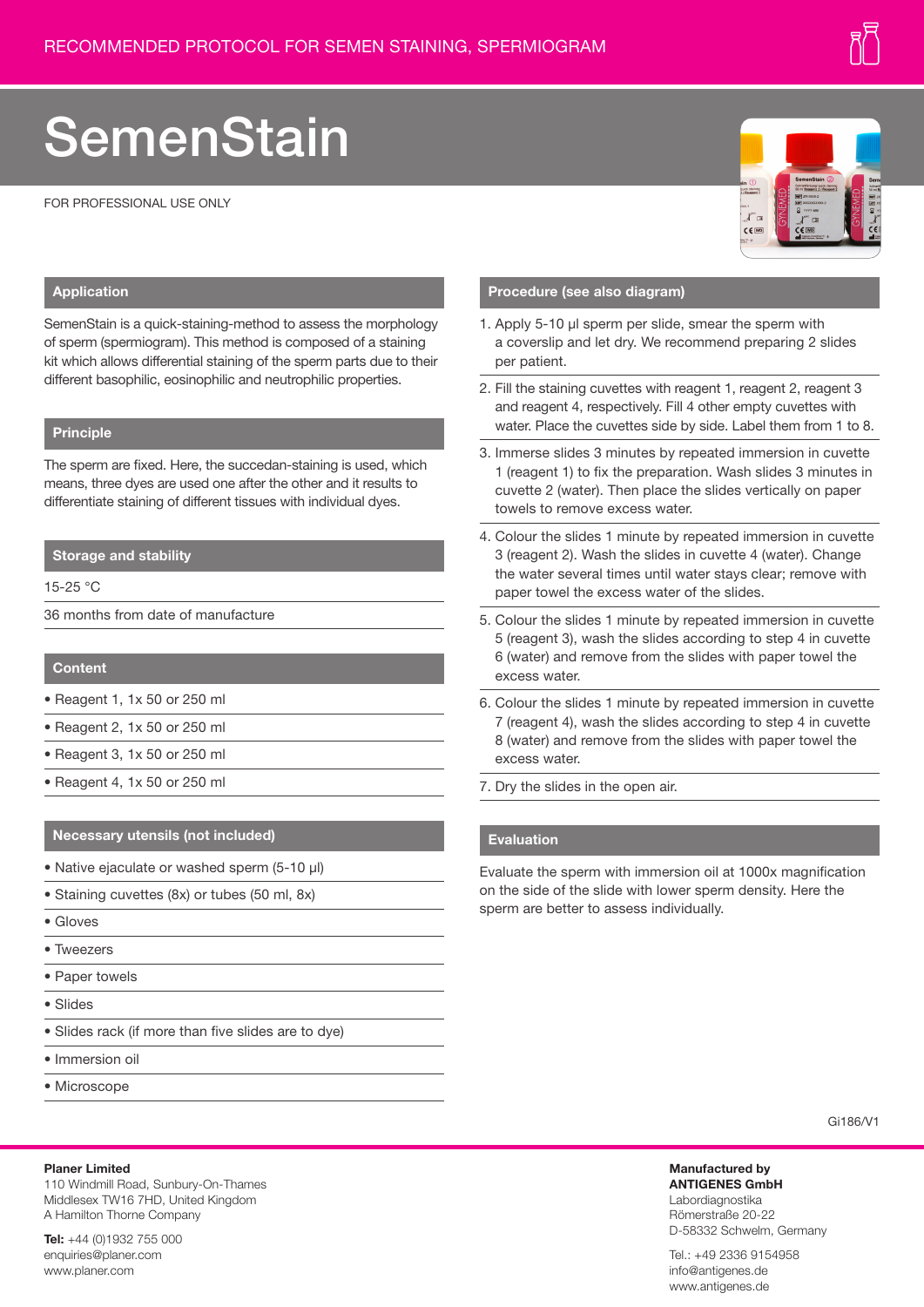RECOMMENDED PROTOCOL FOR SEMEN STAINING, SPERMIOGRAM

# SemenStain

FOR PROFESSIONAL USE ONLY

## Application

SemenStain is a quick-staining-method to assess the morphology of sperm (spermiogram). This method is composed of a staining kit which allows differential staining of the sperm parts due to their different basophilic, eosinophilic and neutrophilic properties.

## Principle

The sperm are fixed. Here, the succedan-staining is used, which means, three dyes are used one after the other and it results to differentiate staining of different tissues with individual dyes.

## Storage and stability

15-25 °C

36 months from date of manufacture

## Content

- Reagent 1, 1x 50 or 250 ml
- Reagent 2, 1x 50 or 250 ml
- Reagent 3, 1x 50 or 250 ml
- Reagent 4, 1x 50 or 250 ml

## Necessary utensils (not included)

- Native ejaculate or washed sperm (5-10 µl)
- Staining cuvettes (8x) or tubes (50 ml, 8x)
- Gloves
- Tweezers
- Paper towels
- Slides
- Slides rack (if more than five slides are to dye)
- Immersion oil
- Microscope

## Procedure (see also diagram)

1. Apply 5-10 µl sperm per slide, smear the sperm with a coverslip and let dry. We recommend preparing 2 slides per patient.
2. Fill the staining cuvettes with reagent 1, reagent 2, reagent 3 and reagent 4, respectively. Fill 4 other empty cuvettes with water. Place the cuvettes side by side. Label them from 1 to 8.
3. Immerse slides 3 minutes by repeated immersion in cuvette 1 (reagent 1) to fix the preparation. Wash slides 3 minutes in cuvette 2 (water). Then place the slides vertically on paper towels to remove excess water.
4. Colour the slides 1 minute by repeated immersion in cuvette 3 (reagent 2). Wash the slides in cuvette 4 (water). Change the water several times until water stays clear; remove with paper towel the excess water of the slides.
5. Colour the slides 1 minute by repeated immersion in cuvette 5 (reagent 3), wash the slides according to step 4 in cuvette 6 (water) and remove from the slides with paper towel the excess water.
6. Colour the slides 1 minute by repeated immersion in cuvette 7 (reagent 4), wash the slides according to step 4 in cuvette 8 (water) and remove from the slides with paper towel the excess water.
7. Dry the slides in the open air.

## Evaluation

Evaluate the sperm with immersion oil at 1000x magnification on the side of the slide with lower sperm density. Here the sperm are better to assess individually.

Gi186/V1

**Planer Limited**
110 Windmill Road, Sunbury-On-Thames
Middlesex TW16 7HD, United Kingdom
A Hamilton Thorne Company

**Tel:** +44 (0)1932 755 000
enquiries@planer.com
www.planer.com

**Manufactured by**
**ANTIGENES GmbH**
Labordiagnostika
Römerstraße 20-22
D-58332 Schwelm, Germany

Tel.: +49 2336 9154958
info@antigenes.de
www.antigenes.de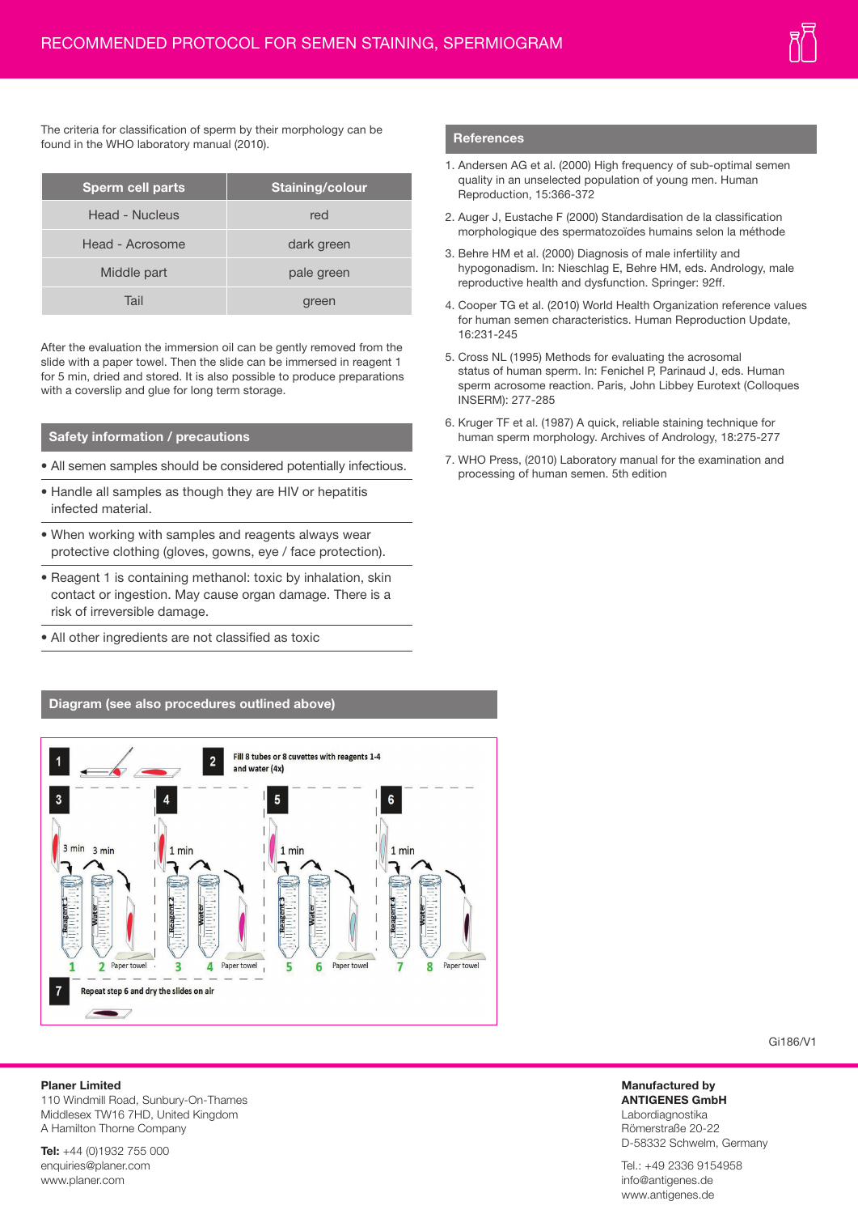The criteria for classification of sperm by their morphology can be found in the WHO laboratory manual (2010).

| Sperm cell parts | Staining/colour |
|---|---|
| Head - Nucleus | red |
| Head - Acrosome | dark green |
| Middle part | pale green |
| Tail | green |

After the evaluation the immersion oil can be gently removed from the slide with a paper towel. Then the slide can be immersed in reagent 1 for 5 min, dried and stored. It is also possible to produce preparations with a coverslip and glue for long term storage.

## Safety information / precautions

- All semen samples should be considered potentially infectious.
- Handle all samples as though they are HIV or hepatitis infected material.
- When working with samples and reagents always wear protective clothing (gloves, gowns, eye / face protection).
- Reagent 1 is containing methanol: toxic by inhalation, skin contact or ingestion. May cause organ damage. There is a risk of irreversible damage.
- All other ingredients are not classified as toxic

## Diagram (see also procedures outlined above)

1

2 Fill 8 tubes or 8 cuvettes with reagents 1-4 and water (4x)

3 3 min 3 min Reagent 1 Water 1 2 Paper towel

4 1 min Reagent 2 Water 3 4 Paper towel

5 1 min Reagent 3 Water 5 6 Paper towel

6 1 min Reagent 4 Water 7 8 Paper towel

7 Repeat step 6 and dry the slides on air

## References

1. Andersen AG et al. (2000) High frequency of sub-optimal semen quality in an unselected population of young men. Human Reproduction, 15:366-372
2. Auger J, Eustache F (2000) Standardisation de la classification morphologique des spermatozoïdes humains selon la méthode
3. Behre HM et al. (2000) Diagnosis of male infertility and hypogonadism. In: Nieschlag E, Behre HM, eds. Andrology, male reproductive health and dysfunction. Springer: 92ff.
4. Cooper TG et al. (2010) World Health Organization reference values for human semen characteristics. Human Reproduction Update, 16:231-245
5. Cross NL (1995) Methods for evaluating the acrosomal status of human sperm. In: Fenichel P, Parinaud J, eds. Human sperm acrosome reaction. Paris, John Libbey Eurotext (Colloques INSERM): 277-285
6. Kruger TF et al. (1987) A quick, reliable staining technique for human sperm morphology. Archives of Andrology, 18:275-277
7. WHO Press, (2010) Laboratory manual for the examination and processing of human semen. 5th edition

Gi186/V1

**Planer Limited**
110 Windmill Road, Sunbury-On-Thames
Middlesex TW16 7HD, United Kingdom
A Hamilton Thorne Company

**Tel:** +44 (0)1932 755 000
enquiries@planer.com
www.planer.com

**Manufactured by**
**ANTIGENES GmbH**
Labordiagnostika
Römerstraße 20-22
D-58332 Schwelm, Germany

Tel.: +49 2336 9154958
info@antigenes.de
www.antigenes.de